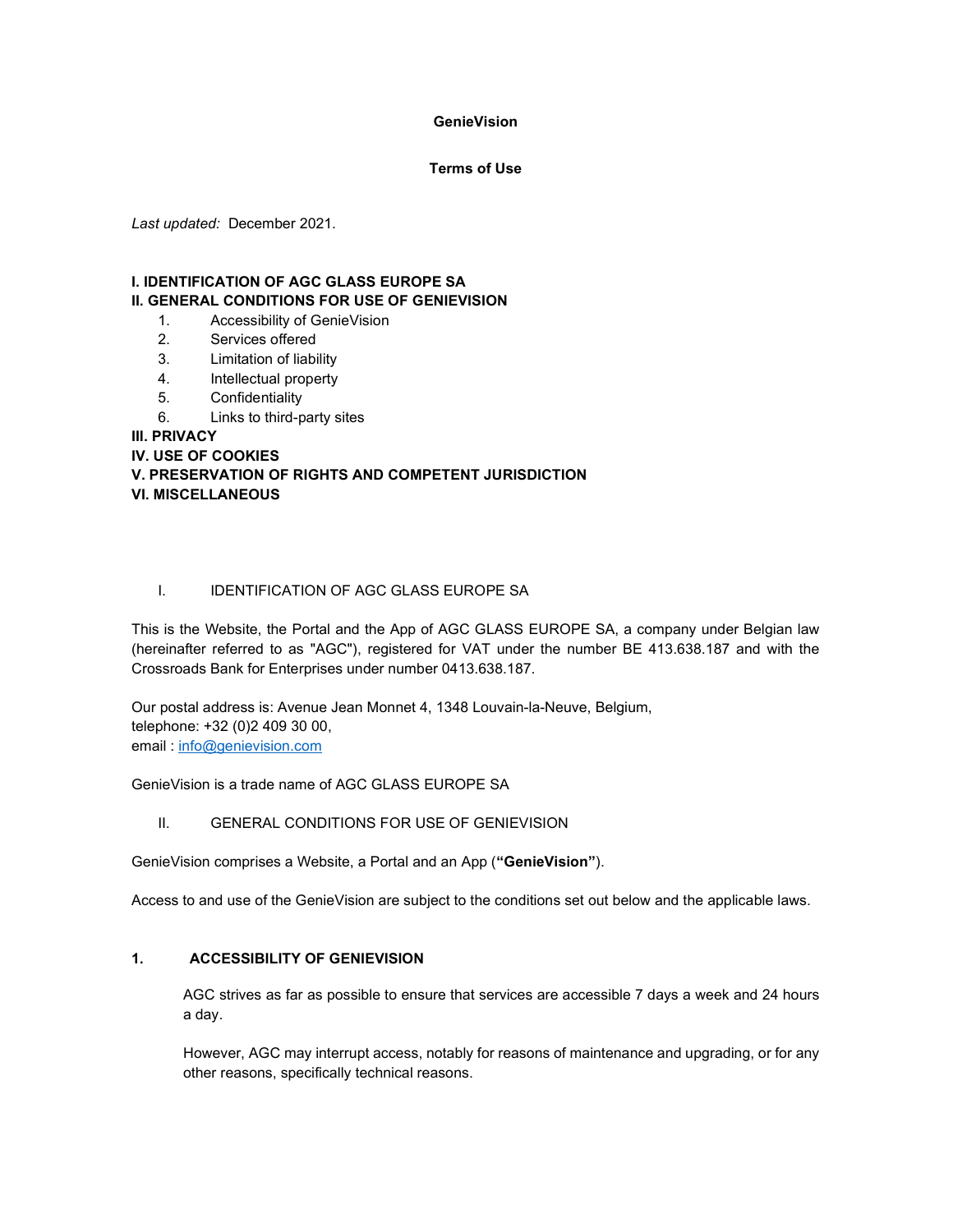# GenieVision

## Terms of Use

*Last updated:* December 2021.

**I. IDENTIFICATION OF AGC GLASS EUROPE SA**
**II. GENERAL CONDITIONS FOR USE OF GENIEVISION**

1. Accessibility of GenieVision
2. Services offered
3. Limitation of liability
4. Intellectual property
5. Confidentiality
6. Links to third-party sites

**III. PRIVACY**
**IV. USE OF COOKIES**
**V. PRESERVATION OF RIGHTS AND COMPETENT JURISDICTION**
**VI. MISCELLANEOUS**

## I. IDENTIFICATION OF AGC GLASS EUROPE SA

This is the Website, the Portal and the App of AGC GLASS EUROPE SA, a company under Belgian law (hereinafter referred to as "AGC"), registered for VAT under the number BE 413.638.187 and with the Crossroads Bank for Enterprises under number 0413.638.187.

Our postal address is: Avenue Jean Monnet 4, 1348 Louvain-la-Neuve, Belgium,
telephone: +32 (0)2 409 30 00,
email : info@genievision.com

GenieVision is a trade name of AGC GLASS EUROPE SA

## II. GENERAL CONDITIONS FOR USE OF GENIEVISION

GenieVision comprises a Website, a Portal and an App (**"GenieVision"**).

Access to and use of the GenieVision are subject to the conditions set out below and the applicable laws.

### 1. ACCESSIBILITY OF GENIEVISION

AGC strives as far as possible to ensure that services are accessible 7 days a week and 24 hours a day.

However, AGC may interrupt access, notably for reasons of maintenance and upgrading, or for any other reasons, specifically technical reasons.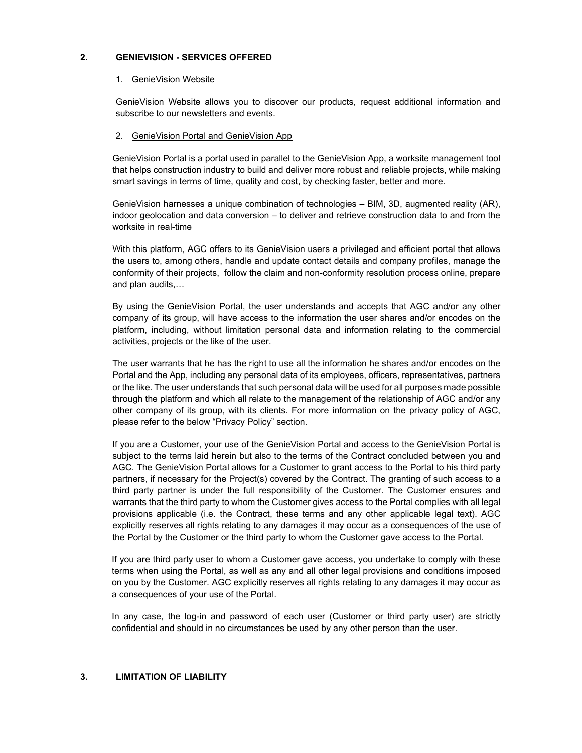## 2. GENIEVISION - SERVICES OFFERED

1. GenieVision Website

GenieVision Website allows you to discover our products, request additional information and subscribe to our newsletters and events.

2. GenieVision Portal and GenieVision App

GenieVision Portal is a portal used in parallel to the GenieVision App, a worksite management tool that helps construction industry to build and deliver more robust and reliable projects, while making smart savings in terms of time, quality and cost, by checking faster, better and more.

GenieVision harnesses a unique combination of technologies – BIM, 3D, augmented reality (AR), indoor geolocation and data conversion – to deliver and retrieve construction data to and from the worksite in real-time

With this platform, AGC offers to its GenieVision users a privileged and efficient portal that allows the users to, among others, handle and update contact details and company profiles, manage the conformity of their projects, follow the claim and non-conformity resolution process online, prepare and plan audits,…

By using the GenieVision Portal, the user understands and accepts that AGC and/or any other company of its group, will have access to the information the user shares and/or encodes on the platform, including, without limitation personal data and information relating to the commercial activities, projects or the like of the user.

The user warrants that he has the right to use all the information he shares and/or encodes on the Portal and the App, including any personal data of its employees, officers, representatives, partners or the like. The user understands that such personal data will be used for all purposes made possible through the platform and which all relate to the management of the relationship of AGC and/or any other company of its group, with its clients. For more information on the privacy policy of AGC, please refer to the below "Privacy Policy" section.

If you are a Customer, your use of the GenieVision Portal and access to the GenieVision Portal is subject to the terms laid herein but also to the terms of the Contract concluded between you and AGC. The GenieVision Portal allows for a Customer to grant access to the Portal to his third party partners, if necessary for the Project(s) covered by the Contract. The granting of such access to a third party partner is under the full responsibility of the Customer. The Customer ensures and warrants that the third party to whom the Customer gives access to the Portal complies with all legal provisions applicable (i.e. the Contract, these terms and any other applicable legal text). AGC explicitly reserves all rights relating to any damages it may occur as a consequences of the use of the Portal by the Customer or the third party to whom the Customer gave access to the Portal.

If you are third party user to whom a Customer gave access, you undertake to comply with these terms when using the Portal, as well as any and all other legal provisions and conditions imposed on you by the Customer. AGC explicitly reserves all rights relating to any damages it may occur as a consequences of your use of the Portal.

In any case, the log-in and password of each user (Customer or third party user) are strictly confidential and should in no circumstances be used by any other person than the user.

## 3. LIMITATION OF LIABILITY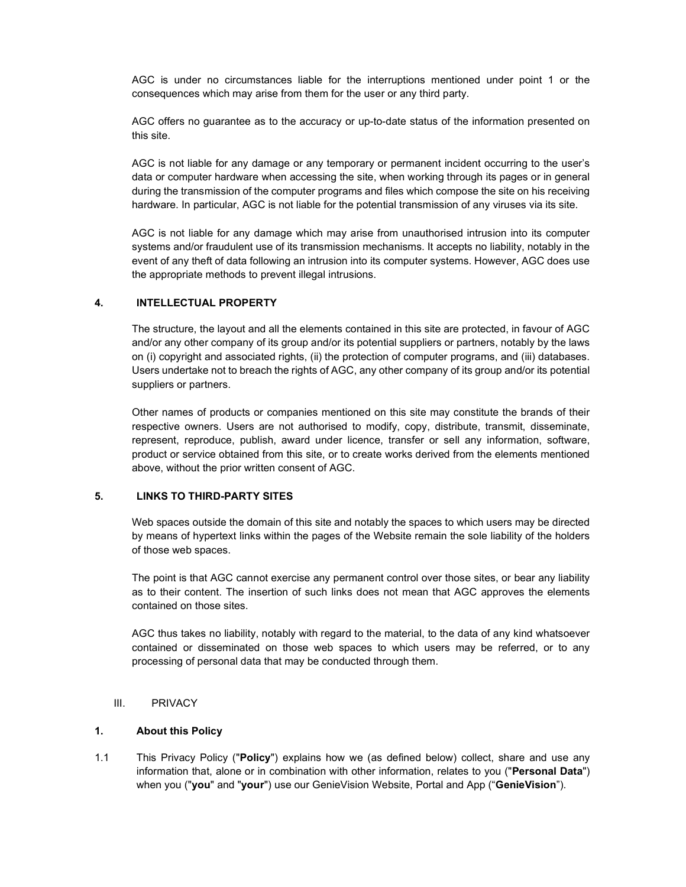AGC is under no circumstances liable for the interruptions mentioned under point 1 or the consequences which may arise from them for the user or any third party.

AGC offers no guarantee as to the accuracy or up-to-date status of the information presented on this site.

AGC is not liable for any damage or any temporary or permanent incident occurring to the user's data or computer hardware when accessing the site, when working through its pages or in general during the transmission of the computer programs and files which compose the site on his receiving hardware. In particular, AGC is not liable for the potential transmission of any viruses via its site.

AGC is not liable for any damage which may arise from unauthorised intrusion into its computer systems and/or fraudulent use of its transmission mechanisms. It accepts no liability, notably in the event of any theft of data following an intrusion into its computer systems. However, AGC does use the appropriate methods to prevent illegal intrusions.

### 4. INTELLECTUAL PROPERTY

The structure, the layout and all the elements contained in this site are protected, in favour of AGC and/or any other company of its group and/or its potential suppliers or partners, notably by the laws on (i) copyright and associated rights, (ii) the protection of computer programs, and (iii) databases. Users undertake not to breach the rights of AGC, any other company of its group and/or its potential suppliers or partners.

Other names of products or companies mentioned on this site may constitute the brands of their respective owners. Users are not authorised to modify, copy, distribute, transmit, disseminate, represent, reproduce, publish, award under licence, transfer or sell any information, software, product or service obtained from this site, or to create works derived from the elements mentioned above, without the prior written consent of AGC.

### 5. LINKS TO THIRD-PARTY SITES

Web spaces outside the domain of this site and notably the spaces to which users may be directed by means of hypertext links within the pages of the Website remain the sole liability of the holders of those web spaces.

The point is that AGC cannot exercise any permanent control over those sites, or bear any liability as to their content. The insertion of such links does not mean that AGC approves the elements contained on those sites.

AGC thus takes no liability, notably with regard to the material, to the data of any kind whatsoever contained or disseminated on those web spaces to which users may be referred, or to any processing of personal data that may be conducted through them.

## III. PRIVACY

### 1. About this Policy

1.1 This Privacy Policy ("**Policy**") explains how we (as defined below) collect, share and use any information that, alone or in combination with other information, relates to you ("**Personal Data**") when you ("**you**" and "**your**") use our GenieVision Website, Portal and App ("**GenieVision**").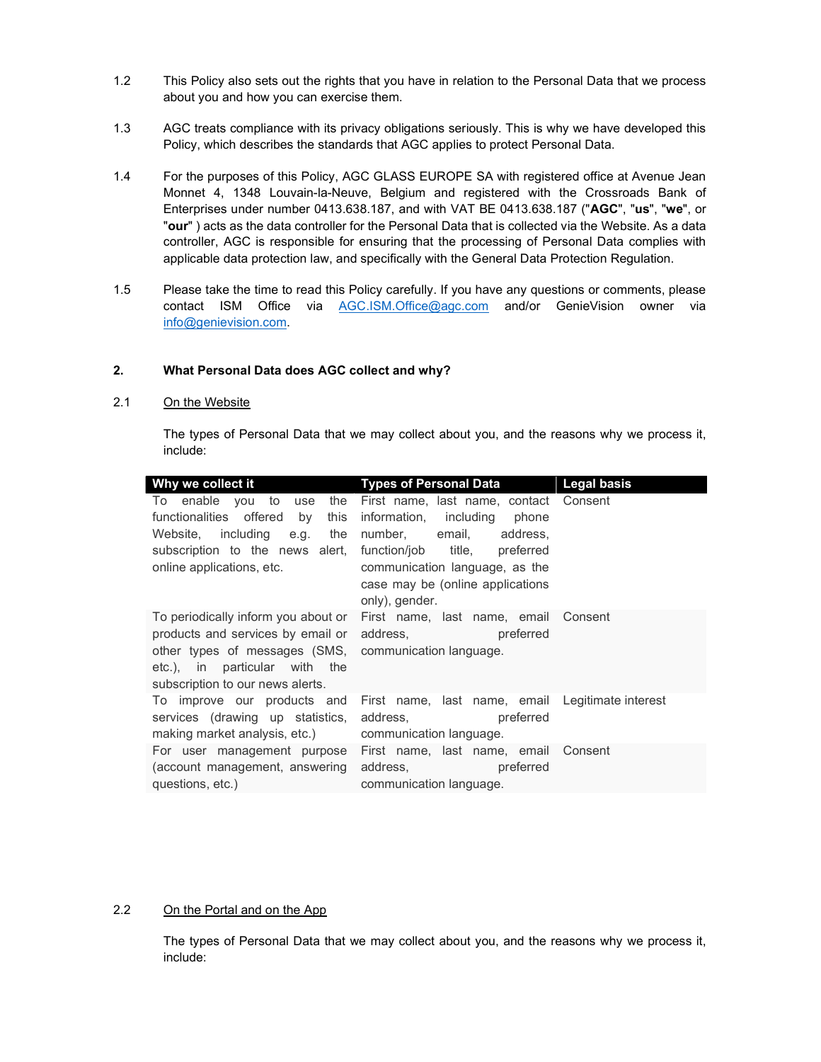1.2 This Policy also sets out the rights that you have in relation to the Personal Data that we process about you and how you can exercise them.

1.3 AGC treats compliance with its privacy obligations seriously. This is why we have developed this Policy, which describes the standards that AGC applies to protect Personal Data.

1.4 For the purposes of this Policy, AGC GLASS EUROPE SA with registered office at Avenue Jean Monnet 4, 1348 Louvain-la-Neuve, Belgium and registered with the Crossroads Bank of Enterprises under number 0413.638.187, and with VAT BE 0413.638.187 ("**AGC**", "**us**", "**we**", or "**our**" ) acts as the data controller for the Personal Data that is collected via the Website. As a data controller, AGC is responsible for ensuring that the processing of Personal Data complies with applicable data protection law, and specifically with the General Data Protection Regulation.

1.5 Please take the time to read this Policy carefully. If you have any questions or comments, please contact ISM Office via AGC.ISM.Office@agc.com and/or GenieVision owner via info@genievision.com.

## 2. What Personal Data does AGC collect and why?

### 2.1 On the Website

The types of Personal Data that we may collect about you, and the reasons why we process it, include:

| Why we collect it | Types of Personal Data | Legal basis |
|---|---|---|
| To enable you to use the functionalities offered by this Website, including e.g. the subscription to the news alert, online applications, etc. | First name, last name, contact information, including phone number, email, address, function/job title, preferred communication language, as the case may be (online applications only), gender. | Consent |
| To periodically inform you about or products and services by email or other types of messages (SMS, etc.), in particular with the subscription to our news alerts. | First name, last name, email address, preferred communication language. | Consent |
| To improve our products and services (drawing up statistics, making market analysis, etc.) | First name, last name, email address, preferred communication language. | Legitimate interest |
| For user management purpose (account management, answering questions, etc.) | First name, last name, email address, preferred communication language. | Consent |

### 2.2 On the Portal and on the App

The types of Personal Data that we may collect about you, and the reasons why we process it, include: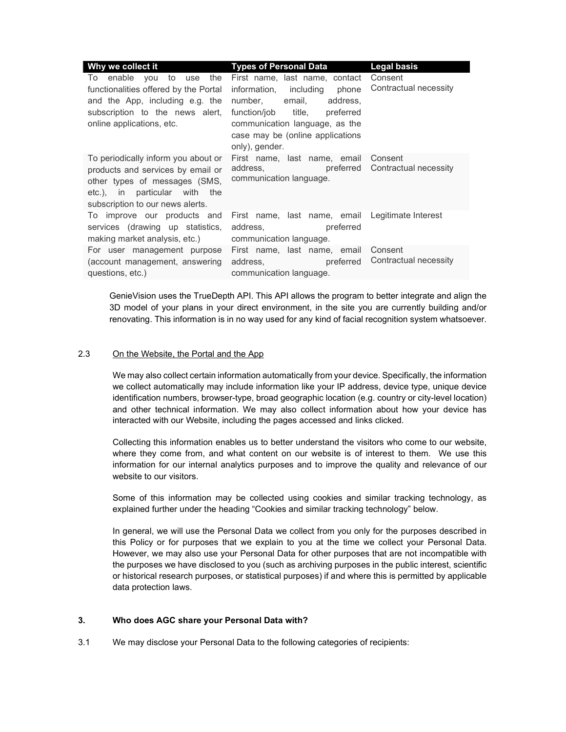| Why we collect it | Types of Personal Data | Legal basis |
| --- | --- | --- |
| To enable you to use the functionalities offered by the Portal and the App, including e.g. the subscription to the news alert, online applications, etc. | First name, last name, contact information, including phone number, email, address, function/job title, preferred communication language, as the case may be (online applications only), gender. | Consent<br>Contractual necessity |
| To periodically inform you about or products and services by email or other types of messages (SMS, etc.), in particular with the subscription to our news alerts. | First name, last name, email address, preferred communication language. | Consent<br>Contractual necessity |
| To improve our products and services (drawing up statistics, making market analysis, etc.) | First name, last name, email address, preferred communication language. | Legitimate Interest |
| For user management purpose (account management, answering questions, etc.) | First name, last name, email address, preferred communication language. | Consent<br>Contractual necessity |

GenieVision uses the TrueDepth API. This API allows the program to better integrate and align the 3D model of your plans in your direct environment, in the site you are currently building and/or renovating. This information is in no way used for any kind of facial recognition system whatsoever.

2.3 <u>On the Website, the Portal and the App</u>

We may also collect certain information automatically from your device. Specifically, the information we collect automatically may include information like your IP address, device type, unique device identification numbers, browser-type, broad geographic location (e.g. country or city-level location) and other technical information. We may also collect information about how your device has interacted with our Website, including the pages accessed and links clicked.

Collecting this information enables us to better understand the visitors who come to our website, where they come from, and what content on our website is of interest to them. We use this information for our internal analytics purposes and to improve the quality and relevance of our website to our visitors.

Some of this information may be collected using cookies and similar tracking technology, as explained further under the heading "Cookies and similar tracking technology" below.

In general, we will use the Personal Data we collect from you only for the purposes described in this Policy or for purposes that we explain to you at the time we collect your Personal Data. However, we may also use your Personal Data for other purposes that are not incompatible with the purposes we have disclosed to you (such as archiving purposes in the public interest, scientific or historical research purposes, or statistical purposes) if and where this is permitted by applicable data protection laws.

### 3. Who does AGC share your Personal Data with?

3.1 We may disclose your Personal Data to the following categories of recipients: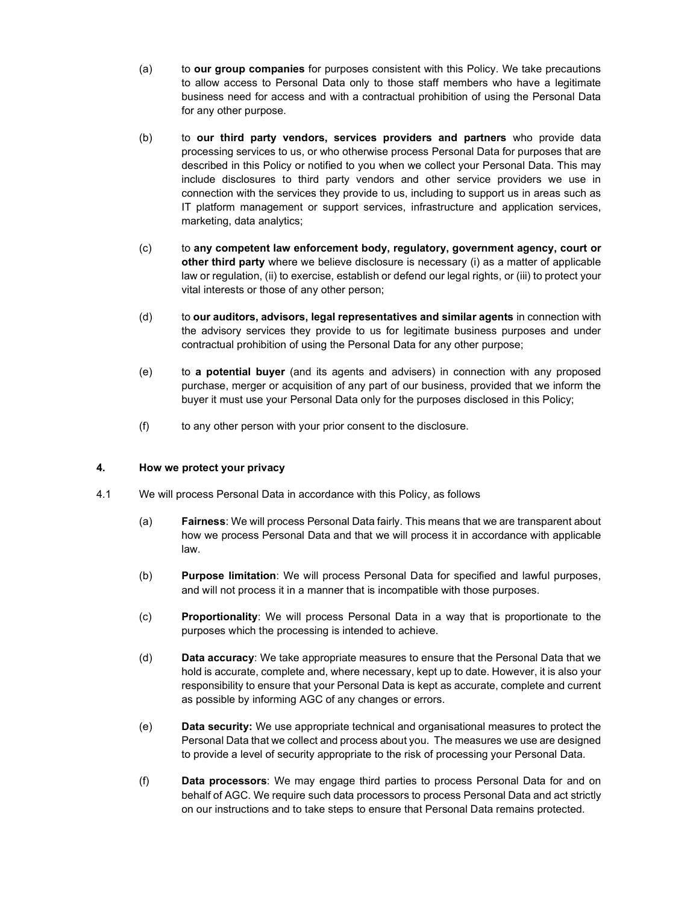(a) to **our group companies** for purposes consistent with this Policy. We take precautions to allow access to Personal Data only to those staff members who have a legitimate business need for access and with a contractual prohibition of using the Personal Data for any other purpose.

(b) to **our third party vendors, services providers and partners** who provide data processing services to us, or who otherwise process Personal Data for purposes that are described in this Policy or notified to you when we collect your Personal Data. This may include disclosures to third party vendors and other service providers we use in connection with the services they provide to us, including to support us in areas such as IT platform management or support services, infrastructure and application services, marketing, data analytics;

(c) to **any competent law enforcement body, regulatory, government agency, court or other third party** where we believe disclosure is necessary (i) as a matter of applicable law or regulation, (ii) to exercise, establish or defend our legal rights, or (iii) to protect your vital interests or those of any other person;

(d) to **our auditors, advisors, legal representatives and similar agents** in connection with the advisory services they provide to us for legitimate business purposes and under contractual prohibition of using the Personal Data for any other purpose;

(e) to **a potential buyer** (and its agents and advisers) in connection with any proposed purchase, merger or acquisition of any part of our business, provided that we inform the buyer it must use your Personal Data only for the purposes disclosed in this Policy;

(f) to any other person with your prior consent to the disclosure.

## 4. How we protect your privacy

4.1 We will process Personal Data in accordance with this Policy, as follows

(a) **Fairness**: We will process Personal Data fairly. This means that we are transparent about how we process Personal Data and that we will process it in accordance with applicable law.

(b) **Purpose limitation**: We will process Personal Data for specified and lawful purposes, and will not process it in a manner that is incompatible with those purposes.

(c) **Proportionality**: We will process Personal Data in a way that is proportionate to the purposes which the processing is intended to achieve.

(d) **Data accuracy**: We take appropriate measures to ensure that the Personal Data that we hold is accurate, complete and, where necessary, kept up to date. However, it is also your responsibility to ensure that your Personal Data is kept as accurate, complete and current as possible by informing AGC of any changes or errors.

(e) **Data security:** We use appropriate technical and organisational measures to protect the Personal Data that we collect and process about you. The measures we use are designed to provide a level of security appropriate to the risk of processing your Personal Data.

(f) **Data processors**: We may engage third parties to process Personal Data for and on behalf of AGC. We require such data processors to process Personal Data and act strictly on our instructions and to take steps to ensure that Personal Data remains protected.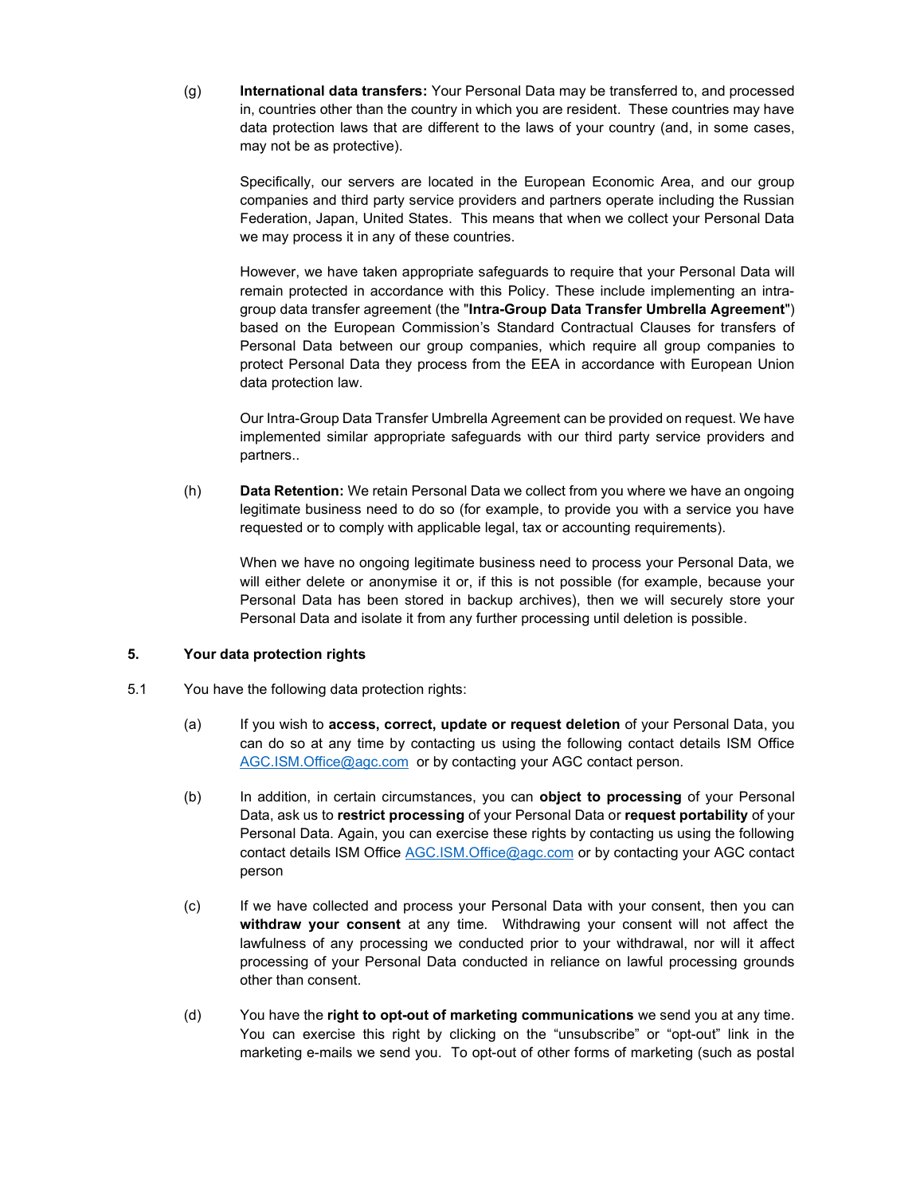(g) **International data transfers:** Your Personal Data may be transferred to, and processed in, countries other than the country in which you are resident. These countries may have data protection laws that are different to the laws of your country (and, in some cases, may not be as protective).

Specifically, our servers are located in the European Economic Area, and our group companies and third party service providers and partners operate including the Russian Federation, Japan, United States. This means that when we collect your Personal Data we may process it in any of these countries.

However, we have taken appropriate safeguards to require that your Personal Data will remain protected in accordance with this Policy. These include implementing an intra-group data transfer agreement (the "**Intra-Group Data Transfer Umbrella Agreement**") based on the European Commission's Standard Contractual Clauses for transfers of Personal Data between our group companies, which require all group companies to protect Personal Data they process from the EEA in accordance with European Union data protection law.

Our Intra-Group Data Transfer Umbrella Agreement can be provided on request. We have implemented similar appropriate safeguards with our third party service providers and partners..

(h) **Data Retention:** We retain Personal Data we collect from you where we have an ongoing legitimate business need to do so (for example, to provide you with a service you have requested or to comply with applicable legal, tax or accounting requirements).

When we have no ongoing legitimate business need to process your Personal Data, we will either delete or anonymise it or, if this is not possible (for example, because your Personal Data has been stored in backup archives), then we will securely store your Personal Data and isolate it from any further processing until deletion is possible.

## 5. Your data protection rights

5.1 You have the following data protection rights:

(a) If you wish to **access, correct, update or request deletion** of your Personal Data, you can do so at any time by contacting us using the following contact details ISM Office AGC.ISM.Office@agc.com or by contacting your AGC contact person.

(b) In addition, in certain circumstances, you can **object to processing** of your Personal Data, ask us to **restrict processing** of your Personal Data or **request portability** of your Personal Data. Again, you can exercise these rights by contacting us using the following contact details ISM Office AGC.ISM.Office@agc.com or by contacting your AGC contact person

(c) If we have collected and process your Personal Data with your consent, then you can **withdraw your consent** at any time. Withdrawing your consent will not affect the lawfulness of any processing we conducted prior to your withdrawal, nor will it affect processing of your Personal Data conducted in reliance on lawful processing grounds other than consent.

(d) You have the **right to opt-out of marketing communications** we send you at any time. You can exercise this right by clicking on the "unsubscribe" or "opt-out" link in the marketing e-mails we send you. To opt-out of other forms of marketing (such as postal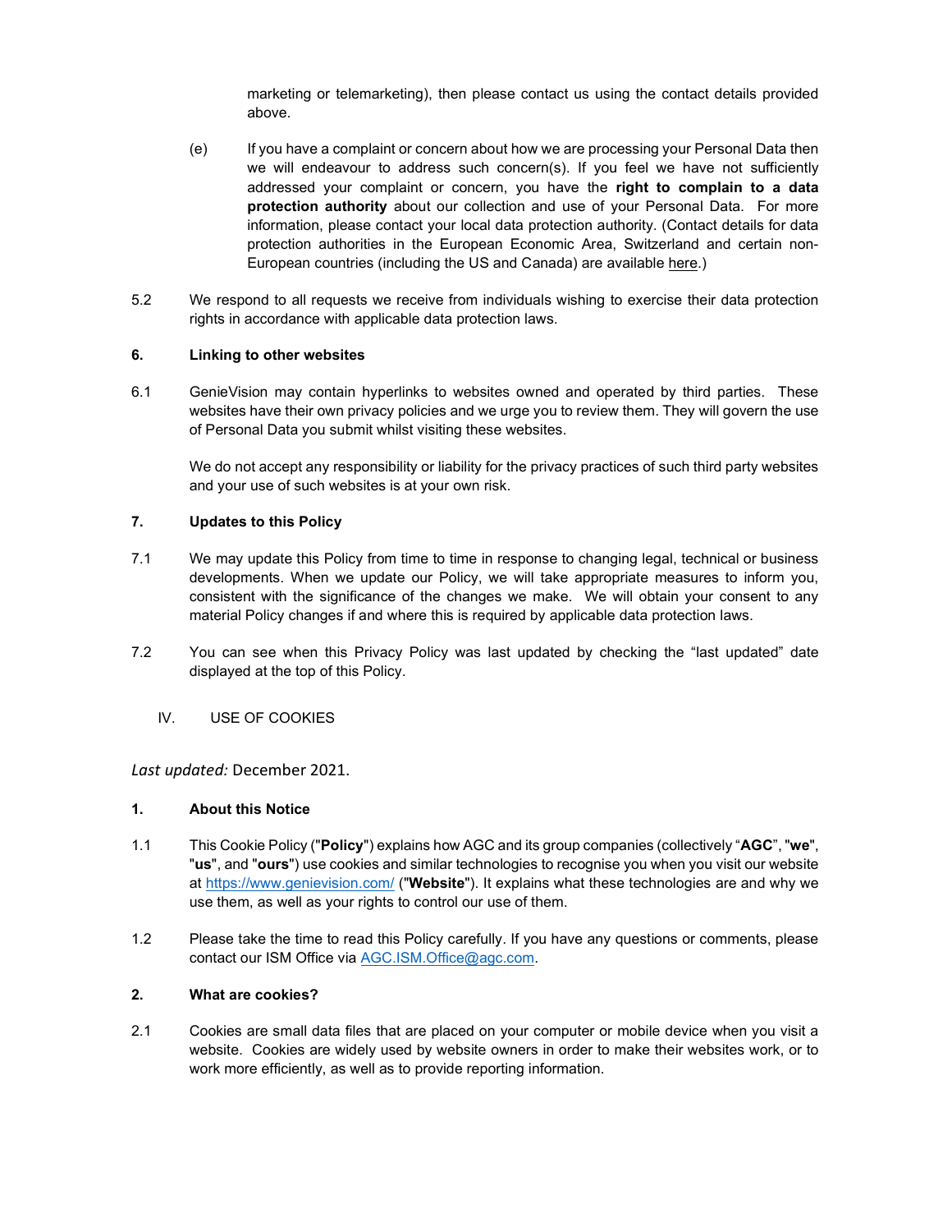marketing or telemarketing), then please contact us using the contact details provided above.

(e) If you have a complaint or concern about how we are processing your Personal Data then we will endeavour to address such concern(s). If you feel we have not sufficiently addressed your complaint or concern, you have the **right to complain to a data protection authority** about our collection and use of your Personal Data. For more information, please contact your local data protection authority. (Contact details for data protection authorities in the European Economic Area, Switzerland and certain non-European countries (including the US and Canada) are available here.)

5.2 We respond to all requests we receive from individuals wishing to exercise their data protection rights in accordance with applicable data protection laws.

### 6. Linking to other websites

6.1 GenieVision may contain hyperlinks to websites owned and operated by third parties. These websites have their own privacy policies and we urge you to review them. They will govern the use of Personal Data you submit whilst visiting these websites.

We do not accept any responsibility or liability for the privacy practices of such third party websites and your use of such websites is at your own risk.

### 7. Updates to this Policy

7.1 We may update this Policy from time to time in response to changing legal, technical or business developments. When we update our Policy, we will take appropriate measures to inform you, consistent with the significance of the changes we make. We will obtain your consent to any material Policy changes if and where this is required by applicable data protection laws.

7.2 You can see when this Privacy Policy was last updated by checking the "last updated" date displayed at the top of this Policy.

## IV. USE OF COOKIES

*Last updated:* December 2021.

### 1. About this Notice

1.1 This Cookie Policy ("**Policy**") explains how AGC and its group companies (collectively "**AGC**", "**we**", "**us**", and "**ours**") use cookies and similar technologies to recognise you when you visit our website at https://www.genievision.com/ ("**Website**"). It explains what these technologies are and why we use them, as well as your rights to control our use of them.

1.2 Please take the time to read this Policy carefully. If you have any questions or comments, please contact our ISM Office via AGC.ISM.Office@agc.com.

### 2. What are cookies?

2.1 Cookies are small data files that are placed on your computer or mobile device when you visit a website. Cookies are widely used by website owners in order to make their websites work, or to work more efficiently, as well as to provide reporting information.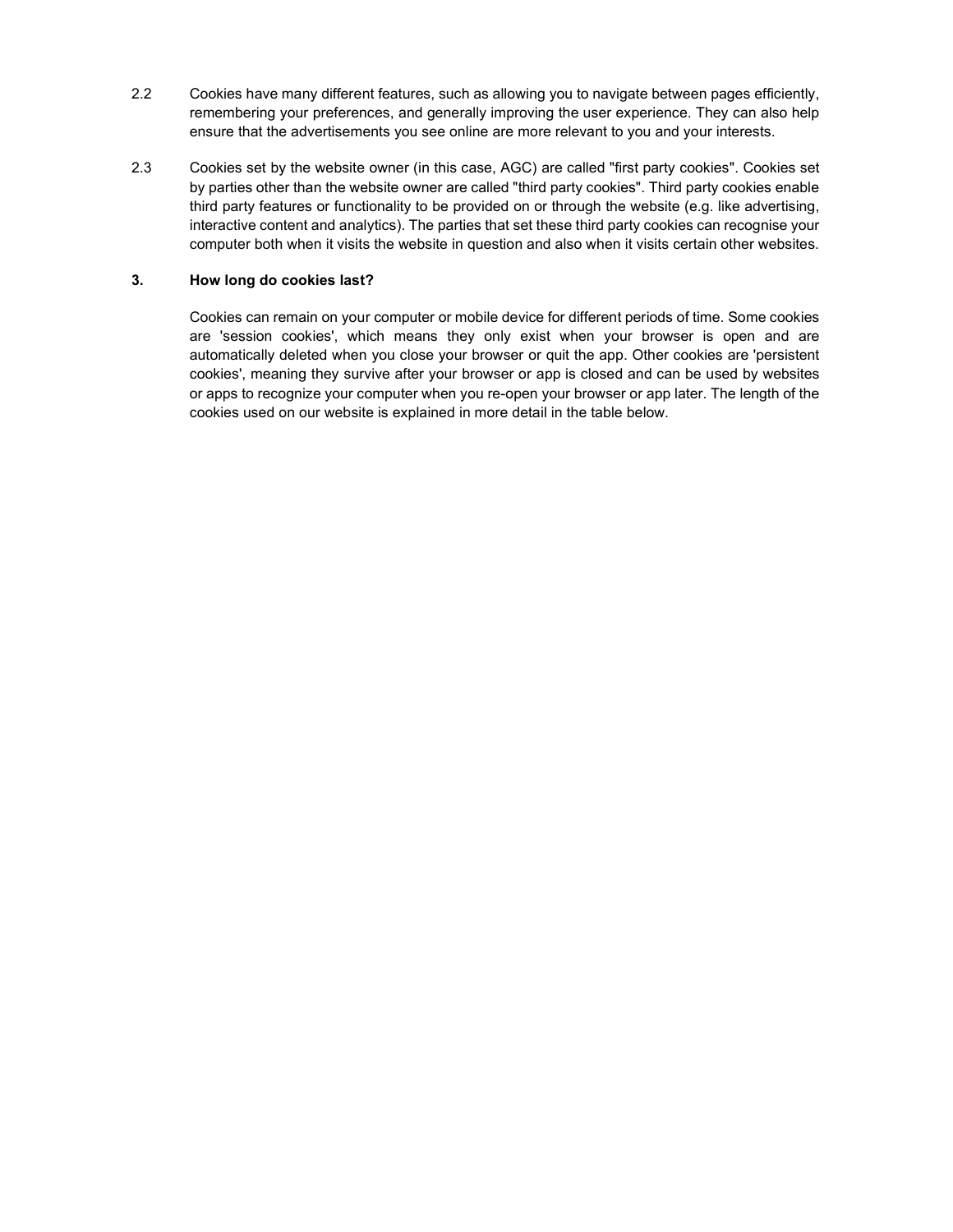2.2 Cookies have many different features, such as allowing you to navigate between pages efficiently, remembering your preferences, and generally improving the user experience. They can also help ensure that the advertisements you see online are more relevant to you and your interests.

2.3 Cookies set by the website owner (in this case, AGC) are called "first party cookies". Cookies set by parties other than the website owner are called "third party cookies". Third party cookies enable third party features or functionality to be provided on or through the website (e.g. like advertising, interactive content and analytics). The parties that set these third party cookies can recognise your computer both when it visits the website in question and also when it visits certain other websites.

### 3. How long do cookies last?

Cookies can remain on your computer or mobile device for different periods of time. Some cookies are 'session cookies', which means they only exist when your browser is open and are automatically deleted when you close your browser or quit the app. Other cookies are 'persistent cookies', meaning they survive after your browser or app is closed and can be used by websites or apps to recognize your computer when you re-open your browser or app later. The length of the cookies used on our website is explained in more detail in the table below.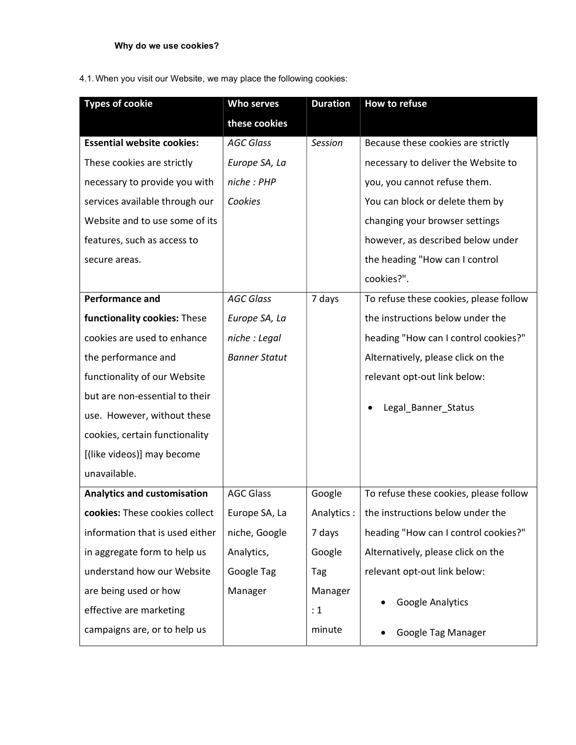**Why do we use cookies?**

4.1. When you visit our Website, we may place the following cookies:

| Types of cookie | Who serves these cookies | Duration | How to refuse |
|---|---|---|---|
| **Essential website cookies:** These cookies are strictly necessary to provide you with services available through our Website and to use some of its features, such as access to secure areas. | *AGC Glass Europe SA, La niche : PHP Cookies* | *Session* | Because these cookies are strictly necessary to deliver the Website to you, you cannot refuse them. You can block or delete them by changing your browser settings however, as described below under the heading "How can I control cookies?". |
| **Performance and functionality cookies:** These cookies are used to enhance the performance and functionality of our Website but are non-essential to their use. However, without these cookies, certain functionality [(like videos)] may become unavailable. | *AGC Glass Europe SA, La niche : Legal Banner Statut* | 7 days | To refuse these cookies, please follow the instructions below under the heading "How can I control cookies?" Alternatively, please click on the relevant opt-out link below: <br>• Legal_Banner_Status |
| **Analytics and customisation cookies:** These cookies collect information that is used either in aggregate form to help us understand how our Website are being used or how effective are marketing campaigns are, or to help us | AGC Glass Europe SA, La niche, Google Analytics, Google Tag Manager | Google Analytics : 7 days Google Tag Manager : 1 minute | To refuse these cookies, please follow the instructions below under the heading "How can I control cookies?" Alternatively, please click on the relevant opt-out link below: <br>• Google Analytics <br>• Google Tag Manager |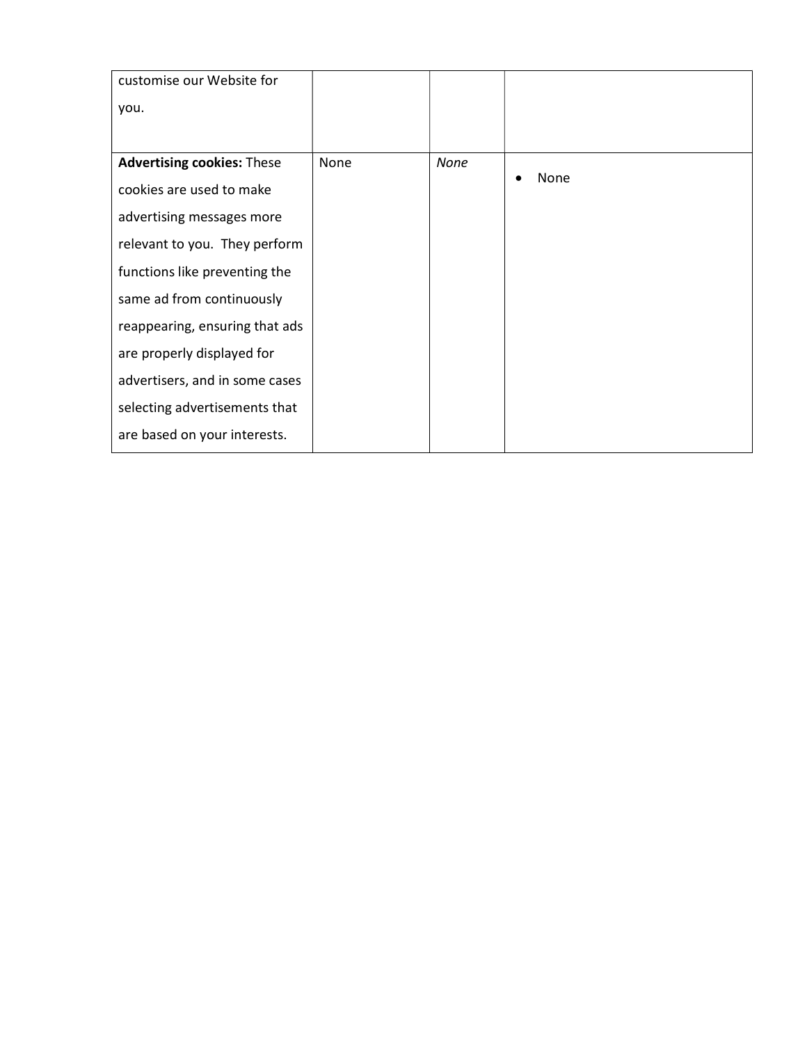| | | | |
|---|---|---|---|
| customise our Website for you. | | | |
| **Advertising cookies:** These cookies are used to make advertising messages more relevant to you. They perform functions like preventing the same ad from continuously reappearing, ensuring that ads are properly displayed for advertisers, and in some cases selecting advertisements that are based on your interests. | None | *None* | • None |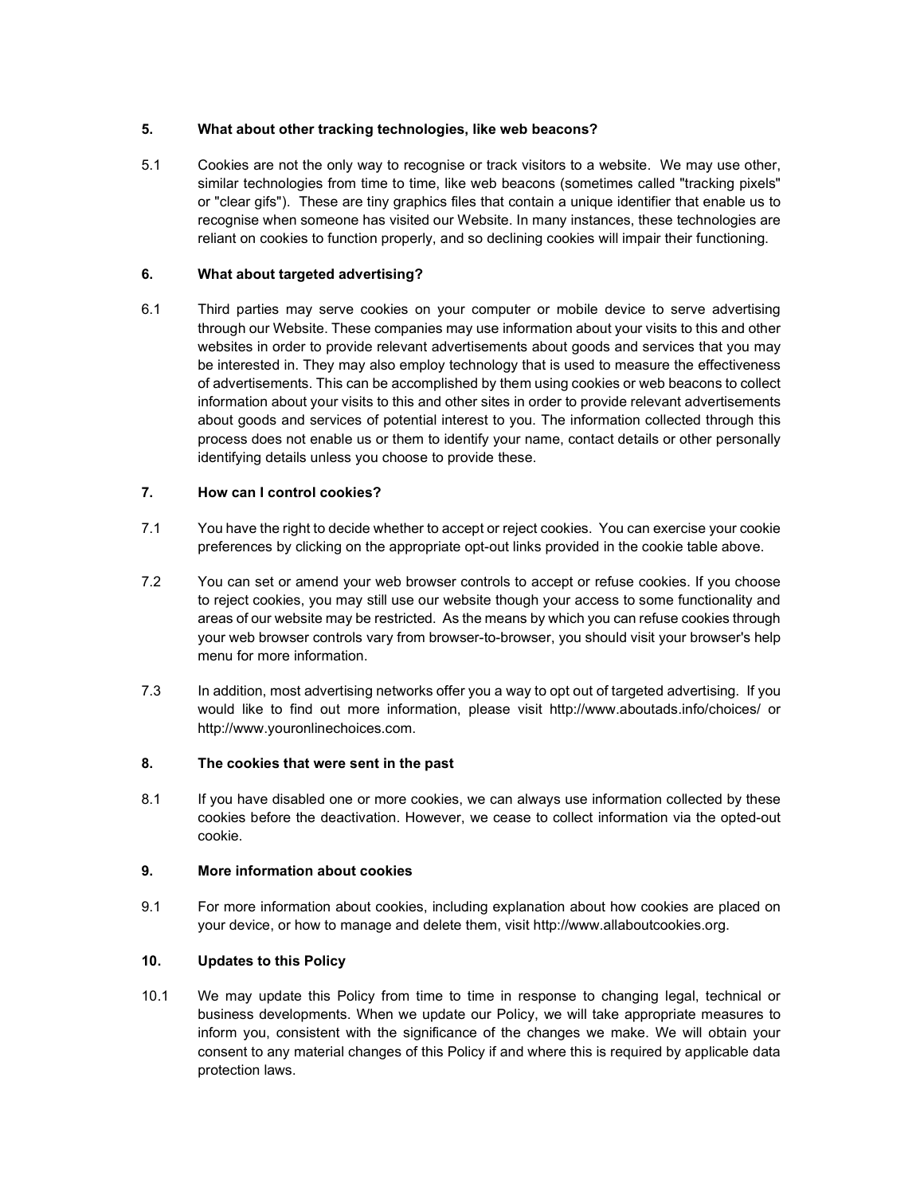### 5. What about other tracking technologies, like web beacons?

5.1 Cookies are not the only way to recognise or track visitors to a website. We may use other, similar technologies from time to time, like web beacons (sometimes called "tracking pixels" or "clear gifs"). These are tiny graphics files that contain a unique identifier that enable us to recognise when someone has visited our Website. In many instances, these technologies are reliant on cookies to function properly, and so declining cookies will impair their functioning.

### 6. What about targeted advertising?

6.1 Third parties may serve cookies on your computer or mobile device to serve advertising through our Website. These companies may use information about your visits to this and other websites in order to provide relevant advertisements about goods and services that you may be interested in. They may also employ technology that is used to measure the effectiveness of advertisements. This can be accomplished by them using cookies or web beacons to collect information about your visits to this and other sites in order to provide relevant advertisements about goods and services of potential interest to you. The information collected through this process does not enable us or them to identify your name, contact details or other personally identifying details unless you choose to provide these.

### 7. How can I control cookies?

7.1 You have the right to decide whether to accept or reject cookies. You can exercise your cookie preferences by clicking on the appropriate opt-out links provided in the cookie table above.

7.2 You can set or amend your web browser controls to accept or refuse cookies. If you choose to reject cookies, you may still use our website though your access to some functionality and areas of our website may be restricted. As the means by which you can refuse cookies through your web browser controls vary from browser-to-browser, you should visit your browser's help menu for more information.

7.3 In addition, most advertising networks offer you a way to opt out of targeted advertising. If you would like to find out more information, please visit http://www.aboutads.info/choices/ or http://www.youronlinechoices.com.

### 8. The cookies that were sent in the past

8.1 If you have disabled one or more cookies, we can always use information collected by these cookies before the deactivation. However, we cease to collect information via the opted-out cookie.

### 9. More information about cookies

9.1 For more information about cookies, including explanation about how cookies are placed on your device, or how to manage and delete them, visit http://www.allaboutcookies.org.

### 10. Updates to this Policy

10.1 We may update this Policy from time to time in response to changing legal, technical or business developments. When we update our Policy, we will take appropriate measures to inform you, consistent with the significance of the changes we make. We will obtain your consent to any material changes of this Policy if and where this is required by applicable data protection laws.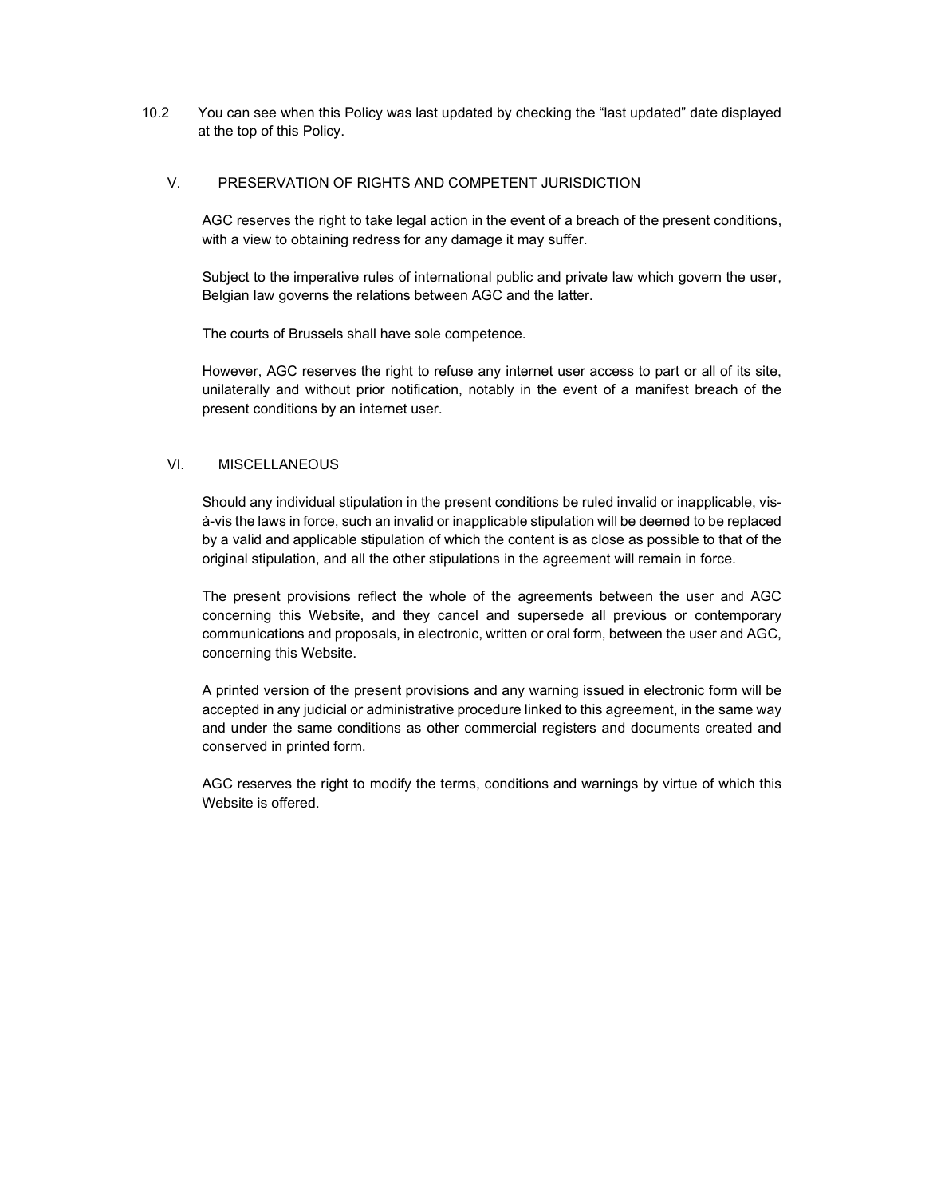10.2 You can see when this Policy was last updated by checking the “last updated” date displayed at the top of this Policy.

## V. PRESERVATION OF RIGHTS AND COMPETENT JURISDICTION

AGC reserves the right to take legal action in the event of a breach of the present conditions, with a view to obtaining redress for any damage it may suffer.

Subject to the imperative rules of international public and private law which govern the user, Belgian law governs the relations between AGC and the latter.

The courts of Brussels shall have sole competence.

However, AGC reserves the right to refuse any internet user access to part or all of its site, unilaterally and without prior notification, notably in the event of a manifest breach of the present conditions by an internet user.

## VI. MISCELLANEOUS

Should any individual stipulation in the present conditions be ruled invalid or inapplicable, vis-à-vis the laws in force, such an invalid or inapplicable stipulation will be deemed to be replaced by a valid and applicable stipulation of which the content is as close as possible to that of the original stipulation, and all the other stipulations in the agreement will remain in force.

The present provisions reflect the whole of the agreements between the user and AGC concerning this Website, and they cancel and supersede all previous or contemporary communications and proposals, in electronic, written or oral form, between the user and AGC, concerning this Website.

A printed version of the present provisions and any warning issued in electronic form will be accepted in any judicial or administrative procedure linked to this agreement, in the same way and under the same conditions as other commercial registers and documents created and conserved in printed form.

AGC reserves the right to modify the terms, conditions and warnings by virtue of which this Website is offered.